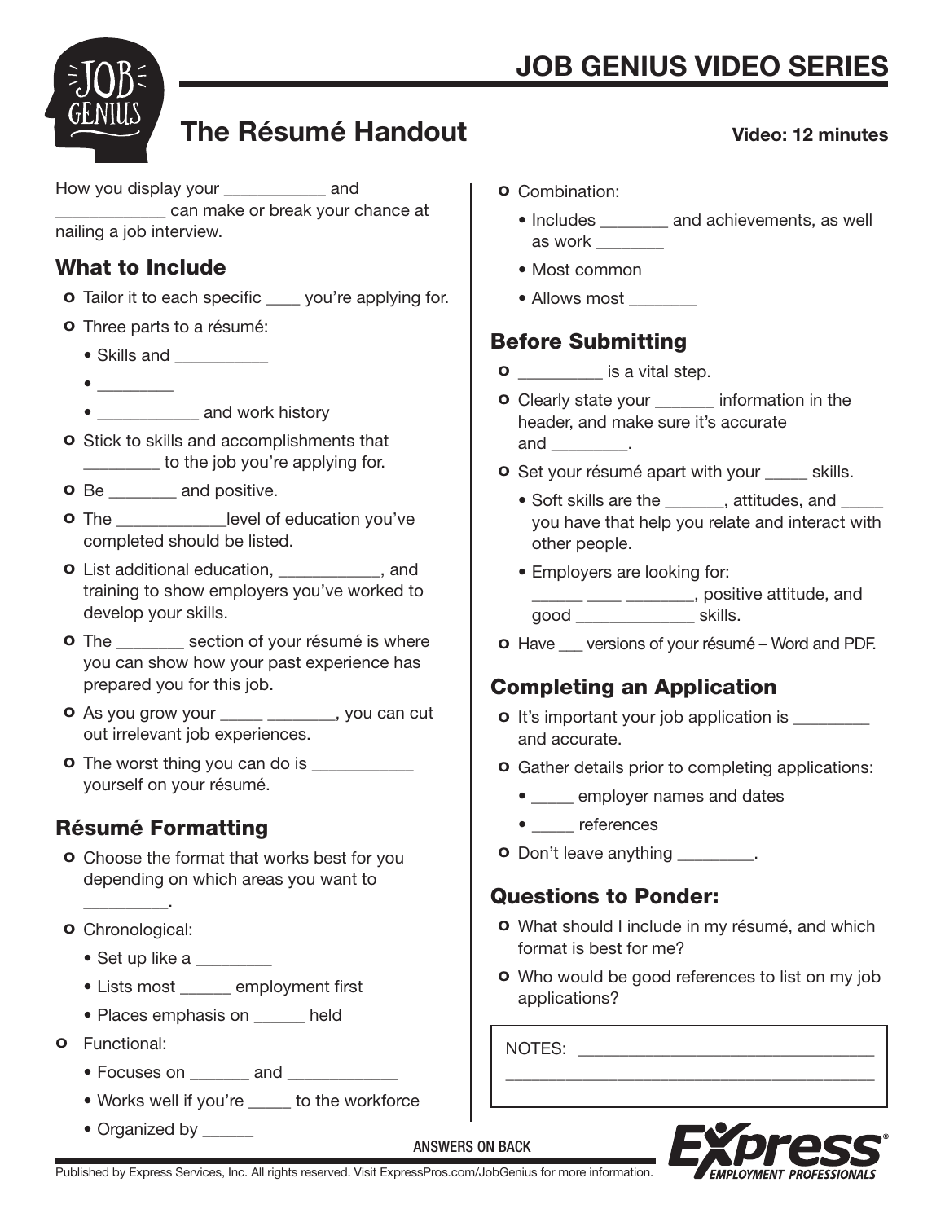# JOB GENIUS VIDEO SERIES

## The Résumé Handout

**Video: 12 minutes**

How you display your ___________ and ____________ can make or break your chance at nailing a job interview.

### What to Include

- Tailor it to each specific ____ you're applying for.
- Three parts to a résumé:
  - Skills and __________
  - ________
  - ___________ and work history
- Stick to skills and accomplishments that ________ to the job you're applying for.
- Be _______ and positive.
- The ____________level of education you've completed should be listed.
- List additional education, ___________, and training to show employers you've worked to develop your skills.
- The _______ section of your résumé is where you can show how your past experience has prepared you for this job.
- As you grow your _____ ________, you can cut out irrelevant job experiences.
- The worst thing you can do is ___________ yourself on your résumé.

### Résumé Formatting

- Choose the format that works best for you depending on which areas you want to _________.
- Chronological:
  - Set up like a ________
  - Lists most ______ employment first
  - Places emphasis on ______ held
- Functional:
  - Focuses on _______ and ____________
  - Works well if you're _____ to the workforce
  - Organized by ______
- Combination:
  - Includes _______ and achievements, as well as work _______
  - Most common
  - Allows most _______

### Before Submitting

- _________ is a vital step.
- Clearly state your _______ information in the header, and make sure it's accurate and ________.
- Set your résumé apart with your _____ skills.
  - Soft skills are the _______, attitudes, and _____ you have that help you relate and interact with other people.
  - Employers are looking for: ______ ____ ________, positive attitude, and good _____________ skills.
- Have ___ versions of your résumé – Word and PDF.

### Completing an Application

- It's important your job application is ________ and accurate.
- Gather details prior to completing applications:
  - _____ employer names and dates
  - _____ references
- Don't leave anything ________.

### Questions to Ponder:

- What should I include in my résumé, and which format is best for me?
- Who would be good references to list on my job applications?

NOTES: _______________________________

ANSWERS ON BACK

Published by Express Services, Inc. All rights reserved. Visit ExpressPros.com/JobGenius for more information.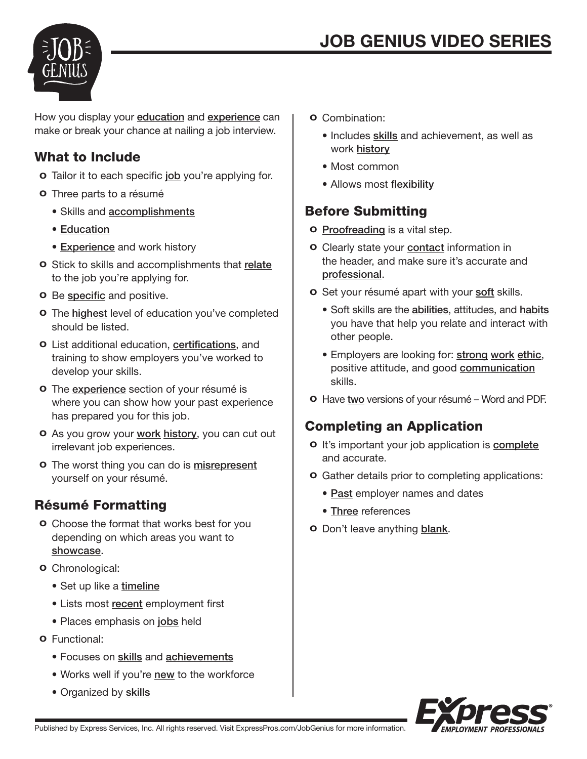# JOB GENIUS VIDEO SERIES

How you display your education and experience can make or break your chance at nailing a job interview.

## What to Include

- Tailor it to each specific job you're applying for.
- Three parts to a résumé
  - Skills and accomplishments
  - Education
  - Experience and work history
- Stick to skills and accomplishments that relate to the job you're applying for.
- Be specific and positive.
- The highest level of education you've completed should be listed.
- List additional education, certifications, and training to show employers you've worked to develop your skills.
- The experience section of your résumé is where you can show how your past experience has prepared you for this job.
- As you grow your work history, you can cut out irrelevant job experiences.
- The worst thing you can do is misrepresent yourself on your résumé.

## Résumé Formatting

- Choose the format that works best for you depending on which areas you want to showcase.
- Chronological:
  - Set up like a timeline
  - Lists most recent employment first
  - Places emphasis on jobs held
- Functional:
  - Focuses on skills and achievements
  - Works well if you're new to the workforce
  - Organized by skills
- Combination:
  - Includes skills and achievement, as well as work history
  - Most common
  - Allows most flexibility

## Before Submitting

- Proofreading is a vital step.
- Clearly state your contact information in the header, and make sure it's accurate and professional.
- Set your résumé apart with your soft skills.
  - Soft skills are the abilities, attitudes, and habits you have that help you relate and interact with other people.
  - Employers are looking for: strong work ethic, positive attitude, and good communication skills.
- Have two versions of your résumé – Word and PDF.

## Completing an Application

- It's important your job application is complete and accurate.
- Gather details prior to completing applications:
  - Past employer names and dates
  - Three references
- Don't leave anything blank.

Published by Express Services, Inc. All rights reserved. Visit ExpressPros.com/JobGenius for more information.